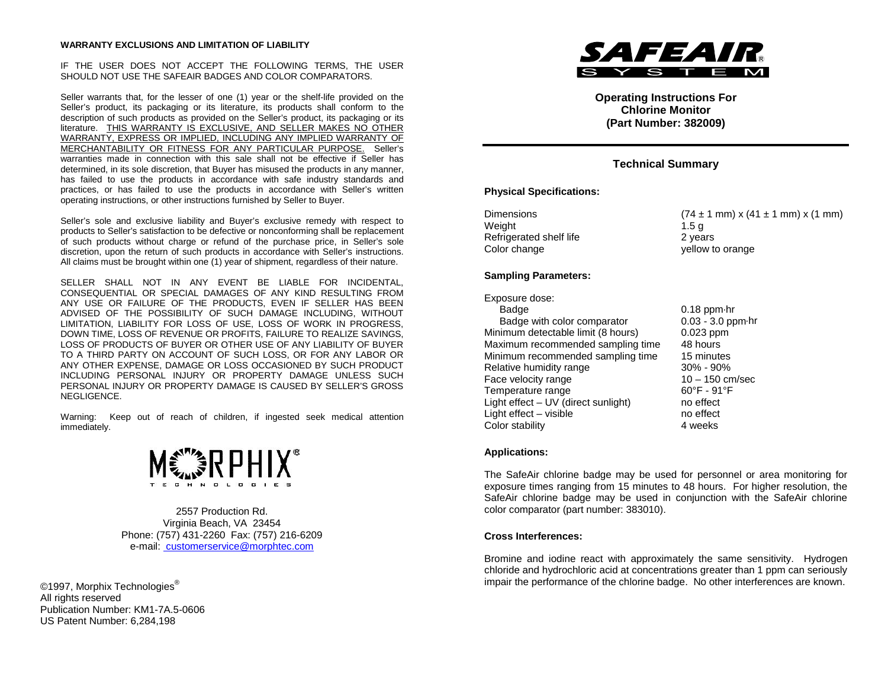**WARRANTY EXCLUSIONS AND LIMITATION OF LIABILITY**

IF THE USER DOES NOT ACCEPT THE FOLLOWING TERMS, THE USER SHOULD NOT USE THE SAFEAIR BADGES AND COLOR COMPARATORS.

Seller warrants that, for the lesser of one (1) year or the shelf-life provided on the Seller's product, its packaging or its literature, its products shall conform to the description of such products as provided on the Seller's product, its packaging or its literature. THIS WARRANTY IS EXCLUSIVE, AND SELLER MAKES NO OTHER WARRANTY, EXPRESS OR IMPLIED, INCLUDING ANY IMPLIED WARRANTY OF MERCHANTABILITY OR FITNESS FOR ANY PARTICULAR PURPOSE. Seller's warranties made in connection with this sale shall not be effective if Seller has determined, in its sole discretion, that Buyer has misused the products in any manner, has failed to use the products in accordance with safe industry standards and practices, or has failed to use the products in accordance with Seller's written operating instructions, or other instructions furnished by Seller to Buyer.

Seller's sole and exclusive liability and Buyer's exclusive remedy with respect to products to Seller's satisfaction to be defective or nonconforming shall be replacement of such products without charge or refund of the purchase price, in Seller's sole discretion, upon the return of such products in accordance with Seller's instructions. All claims must be brought within one (1) year of shipment, regardless of their nature.

SELLER SHALL NOT IN ANY EVENT BE LIABLE FOR INCIDENTAL, CONSEQUENTIAL OR SPECIAL DAMAGES OF ANY KIND RESULTING FROM ANY USE OR FAILURE OF THE PRODUCTS, EVEN IF SELLER HAS BEEN ADVISED OF THE POSSIBILITY OF SUCH DAMAGE INCLUDING, WITHOUT LIMITATION, LIABILITY FOR LOSS OF USE, LOSS OF WORK IN PROGRESS, DOWN TIME, LOSS OF REVENUE OR PROFITS, FAILURE TO REALIZE SAVINGS, LOSS OF PRODUCTS OF BUYER OR OTHER USE OF ANY LIABILITY OF BUYER TO A THIRD PARTY ON ACCOUNT OF SUCH LOSS, OR FOR ANY LABOR OR ANY OTHER EXPENSE, DAMAGE OR LOSS OCCASIONED BY SUCH PRODUCT INCLUDING PERSONAL INJURY OR PROPERTY DAMAGE UNLESS SUCH PERSONAL INJURY OR PROPERTY DAMAGE IS CAUSED BY SELLER'S GROSS NEGLIGENCE.

Warning: Keep out of reach of children, if ingested seek medical attention immediately.

MORPHIX® TECHNOLOGIES

2557 Production Rd.
Virginia Beach, VA 23454
Phone: (757) 431-2260 Fax: (757) 216-6209
e-mail: customerservice@morphtec.com

©1997, Morphix Technologies®
All rights reserved
Publication Number: KM1-7A.5-0606
US Patent Number: 6,284,198

SAFEAIR® SYSTEM

**Operating Instructions For**
**Chlorine Monitor**
**(Part Number: 382009)**

## Technical Summary

### Physical Specifications:

| | |
|---|---|
| Dimensions | (74 ± 1 mm) x (41 ± 1 mm) x (1 mm) |
| Weight | 1.5 g |
| Refrigerated shelf life | 2 years |
| Color change | yellow to orange |

### Sampling Parameters:

| | |
|---|---|
| Exposure dose: | |
| Badge | 0.18 ppm·hr |
| Badge with color comparator | 0.03 - 3.0 ppm·hr |
| Minimum detectable limit (8 hours) | 0.023 ppm |
| Maximum recommended sampling time | 48 hours |
| Minimum recommended sampling time | 15 minutes |
| Relative humidity range | 30% - 90% |
| Face velocity range | 10 – 150 cm/sec |
| Temperature range | 60°F - 91°F |
| Light effect – UV (direct sunlight) | no effect |
| Light effect – visible | no effect |
| Color stability | 4 weeks |

### Applications:

The SafeAir chlorine badge may be used for personnel or area monitoring for exposure times ranging from 15 minutes to 48 hours. For higher resolution, the SafeAir chlorine badge may be used in conjunction with the SafeAir chlorine color comparator (part number: 383010).

### Cross Interferences:

Bromine and iodine react with approximately the same sensitivity. Hydrogen chloride and hydrochloric acid at concentrations greater than 1 ppm can seriously impair the performance of the chlorine badge. No other interferences are known.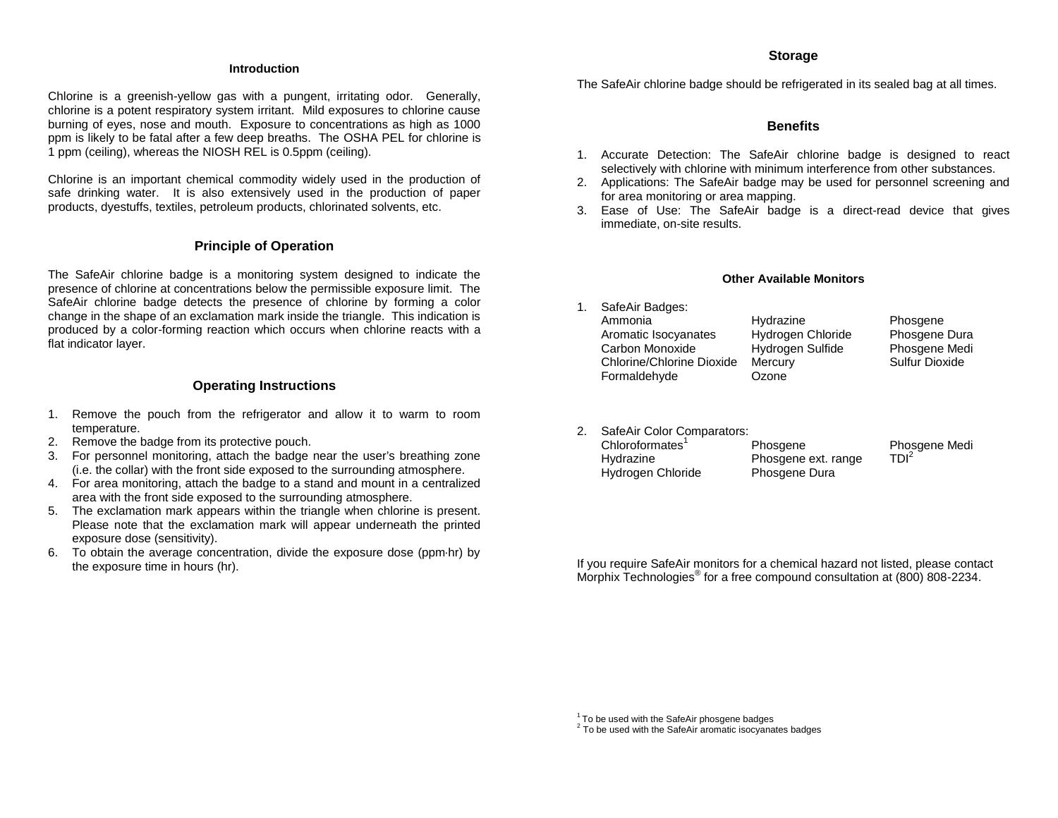## Introduction

Chlorine is a greenish-yellow gas with a pungent, irritating odor. Generally, chlorine is a potent respiratory system irritant. Mild exposures to chlorine cause burning of eyes, nose and mouth. Exposure to concentrations as high as 1000 ppm is likely to be fatal after a few deep breaths. The OSHA PEL for chlorine is 1 ppm (ceiling), whereas the NIOSH REL is 0.5ppm (ceiling).

Chlorine is an important chemical commodity widely used in the production of safe drinking water. It is also extensively used in the production of paper products, dyestuffs, textiles, petroleum products, chlorinated solvents, etc.

## Principle of Operation

The SafeAir chlorine badge is a monitoring system designed to indicate the presence of chlorine at concentrations below the permissible exposure limit. The SafeAir chlorine badge detects the presence of chlorine by forming a color change in the shape of an exclamation mark inside the triangle. This indication is produced by a color-forming reaction which occurs when chlorine reacts with a flat indicator layer.

## Operating Instructions

1. Remove the pouch from the refrigerator and allow it to warm to room temperature.
2. Remove the badge from its protective pouch.
3. For personnel monitoring, attach the badge near the user's breathing zone (i.e. the collar) with the front side exposed to the surrounding atmosphere.
4. For area monitoring, attach the badge to a stand and mount in a centralized area with the front side exposed to the surrounding atmosphere.
5. The exclamation mark appears within the triangle when chlorine is present. Please note that the exclamation mark will appear underneath the printed exposure dose (sensitivity).
6. To obtain the average concentration, divide the exposure dose (ppm·hr) by the exposure time in hours (hr).

## Storage

The SafeAir chlorine badge should be refrigerated in its sealed bag at all times.

## Benefits

1. Accurate Detection: The SafeAir chlorine badge is designed to react selectively with chlorine with minimum interference from other substances.
2. Applications: The SafeAir badge may be used for personnel screening and for area monitoring or area mapping.
3. Ease of Use: The SafeAir badge is a direct-read device that gives immediate, on-site results.

## Other Available Monitors

1. SafeAir Badges:

| | | |
|---|---|---|
| Ammonia | Hydrazine | Phosgene |
| Aromatic Isocyanates | Hydrogen Chloride | Phosgene Dura |
| Carbon Monoxide | Hydrogen Sulfide | Phosgene Medi |
| Chlorine/Chlorine Dioxide | Mercury | Sulfur Dioxide |
| Formaldehyde | Ozone | |

2. SafeAir Color Comparators:

| | | |
|---|---|---|
| Chloroformates[1] | Phosgene | Phosgene Medi |
| Hydrazine | Phosgene ext. range | TDI[2] |
| Hydrogen Chloride | Phosgene Dura | |

If you require SafeAir monitors for a chemical hazard not listed, please contact Morphix Technologies® for a free compound consultation at (800) 808-2234.

[1] To be used with the SafeAir phosgene badges
[2] To be used with the SafeAir aromatic isocyanates badges